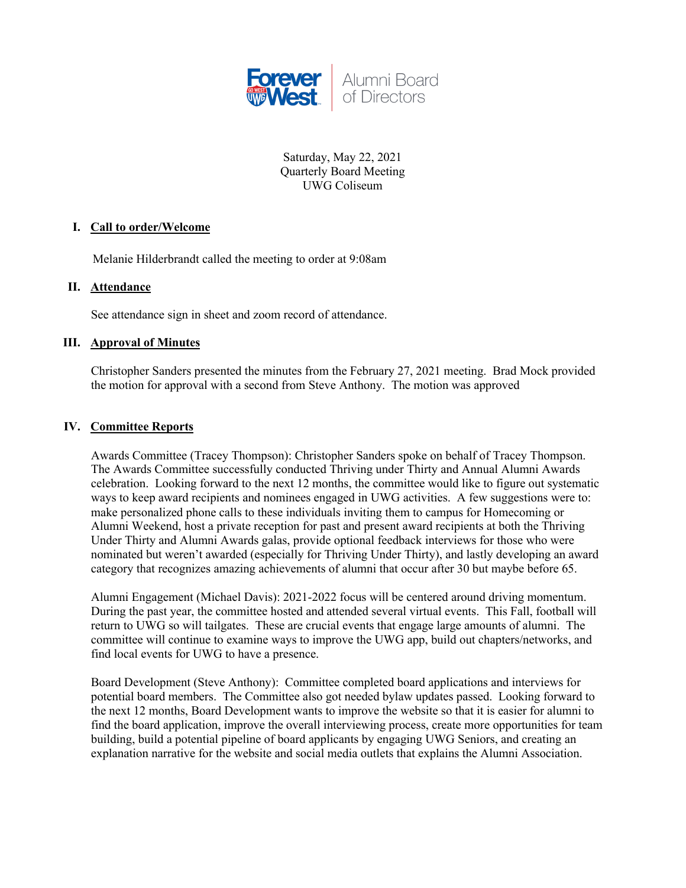Forever West | Alumni Board of Directors

Saturday, May 22, 2021
Quarterly Board Meeting
UWG Coliseum

## I. Call to order/Welcome

Melanie Hilderbrandt called the meeting to order at 9:08am

## II. Attendance

See attendance sign in sheet and zoom record of attendance.

## III. Approval of Minutes

Christopher Sanders presented the minutes from the February 27, 2021 meeting. Brad Mock provided the motion for approval with a second from Steve Anthony. The motion was approved

## IV. Committee Reports

Awards Committee (Tracey Thompson): Christopher Sanders spoke on behalf of Tracey Thompson. The Awards Committee successfully conducted Thriving under Thirty and Annual Alumni Awards celebration. Looking forward to the next 12 months, the committee would like to figure out systematic ways to keep award recipients and nominees engaged in UWG activities. A few suggestions were to: make personalized phone calls to these individuals inviting them to campus for Homecoming or Alumni Weekend, host a private reception for past and present award recipients at both the Thriving Under Thirty and Alumni Awards galas, provide optional feedback interviews for those who were nominated but weren't awarded (especially for Thriving Under Thirty), and lastly developing an award category that recognizes amazing achievements of alumni that occur after 30 but maybe before 65.

Alumni Engagement (Michael Davis): 2021-2022 focus will be centered around driving momentum. During the past year, the committee hosted and attended several virtual events. This Fall, football will return to UWG so will tailgates. These are crucial events that engage large amounts of alumni. The committee will continue to examine ways to improve the UWG app, build out chapters/networks, and find local events for UWG to have a presence.

Board Development (Steve Anthony): Committee completed board applications and interviews for potential board members. The Committee also got needed bylaw updates passed. Looking forward to the next 12 months, Board Development wants to improve the website so that it is easier for alumni to find the board application, improve the overall interviewing process, create more opportunities for team building, build a potential pipeline of board applicants by engaging UWG Seniors, and creating an explanation narrative for the website and social media outlets that explains the Alumni Association.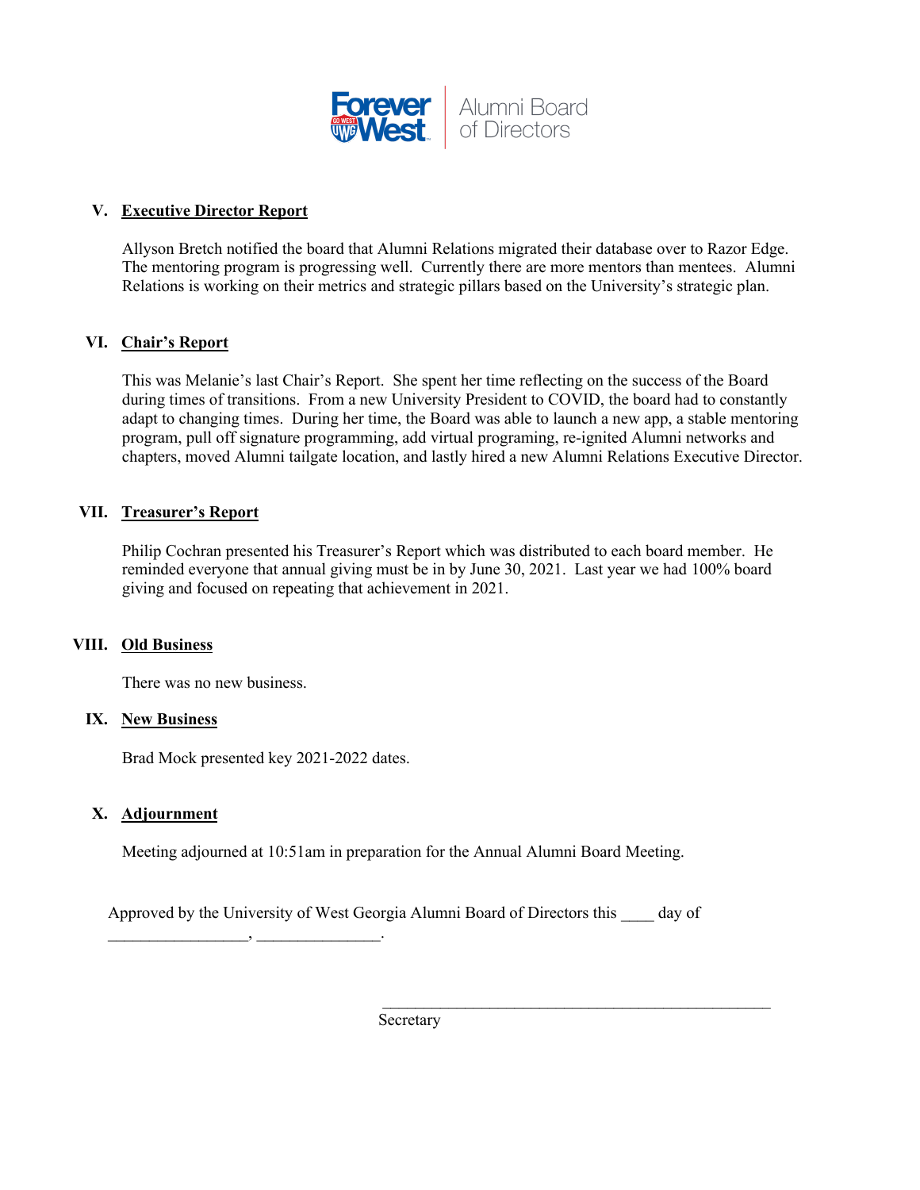Forever West | Alumni Board of Directors

## V. Executive Director Report

Allyson Bretch notified the board that Alumni Relations migrated their database over to Razor Edge. The mentoring program is progressing well. Currently there are more mentors than mentees. Alumni Relations is working on their metrics and strategic pillars based on the University's strategic plan.

## VI. Chair's Report

This was Melanie's last Chair's Report. She spent her time reflecting on the success of the Board during times of transitions. From a new University President to COVID, the board had to constantly adapt to changing times. During her time, the Board was able to launch a new app, a stable mentoring program, pull off signature programming, add virtual programing, re-ignited Alumni networks and chapters, moved Alumni tailgate location, and lastly hired a new Alumni Relations Executive Director.

## VII. Treasurer's Report

Philip Cochran presented his Treasurer's Report which was distributed to each board member. He reminded everyone that annual giving must be in by June 30, 2021. Last year we had 100% board giving and focused on repeating that achievement in 2021.

## VIII. Old Business

There was no new business.

## IX. New Business

Brad Mock presented key 2021-2022 dates.

## X. Adjournment

Meeting adjourned at 10:51am in preparation for the Annual Alumni Board Meeting.

Approved by the University of West Georgia Alumni Board of Directors this ____ day of _________________, _______________.

_________________________________________________

Secretary